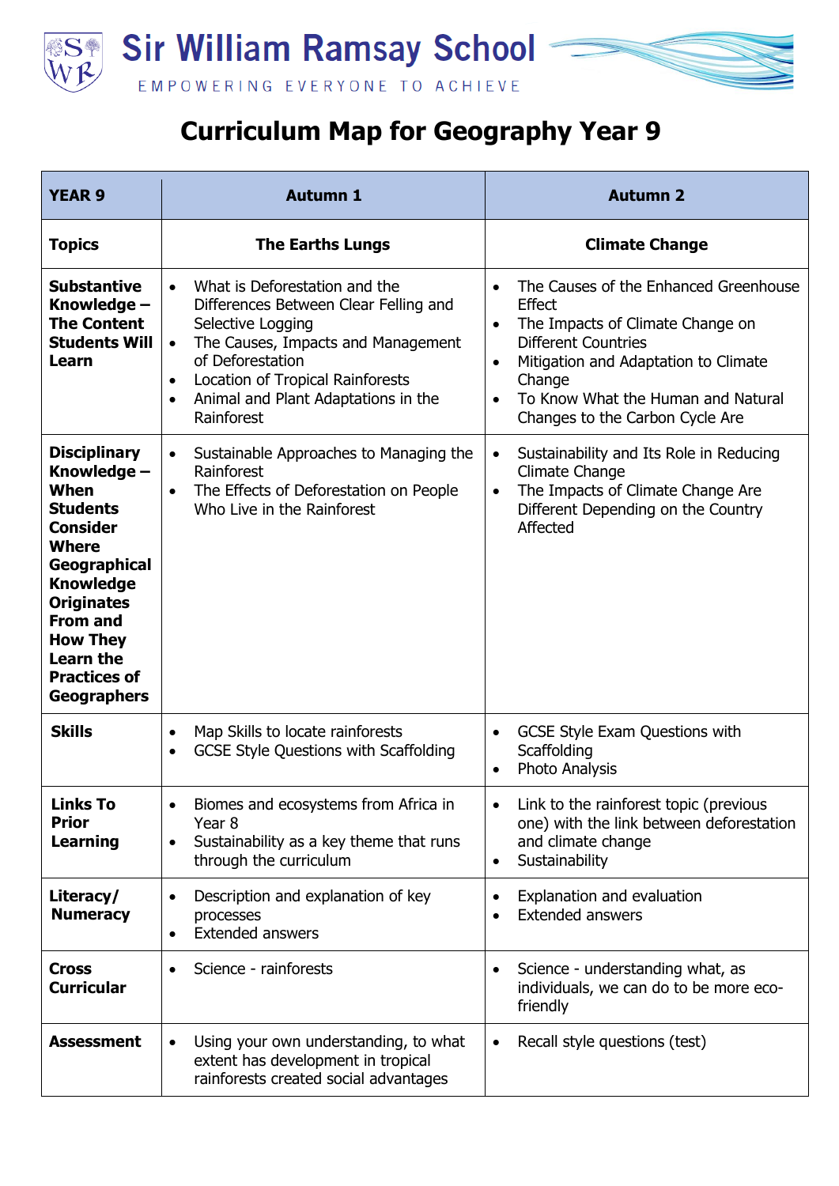# Sir William Ramsay School

EMPOWERING EVERYONE TO ACHIEVE

## Curriculum Map for Geography Year 9

| YEAR 9 | Autumn 1 | Autumn 2 |
|---|---|---|
| **Topics** | **The Earths Lungs** | **Climate Change** |
| **Substantive Knowledge – The Content Students Will Learn** | • What is Deforestation and the Differences Between Clear Felling and Selective Logging<br>• The Causes, Impacts and Management of Deforestation<br>• Location of Tropical Rainforests<br>• Animal and Plant Adaptations in the Rainforest | • The Causes of the Enhanced Greenhouse Effect<br>• The Impacts of Climate Change on Different Countries<br>• Mitigation and Adaptation to Climate Change<br>• To Know What the Human and Natural Changes to the Carbon Cycle Are |
| **Disciplinary Knowledge – When Students Consider Where Geographical Knowledge Originates From and How They Learn the Practices of Geographers** | • Sustainable Approaches to Managing the Rainforest<br>• The Effects of Deforestation on People Who Live in the Rainforest | • Sustainability and Its Role in Reducing Climate Change<br>• The Impacts of Climate Change Are Different Depending on the Country Affected |
| **Skills** | • Map Skills to locate rainforests<br>• GCSE Style Questions with Scaffolding | • GCSE Style Exam Questions with Scaffolding<br>• Photo Analysis |
| **Links To Prior Learning** | • Biomes and ecosystems from Africa in Year 8<br>• Sustainability as a key theme that runs through the curriculum | • Link to the rainforest topic (previous one) with the link between deforestation and climate change<br>• Sustainability |
| **Literacy/ Numeracy** | • Description and explanation of key processes<br>• Extended answers | • Explanation and evaluation<br>• Extended answers |
| **Cross Curricular** | • Science - rainforests | • Science - understanding what, as individuals, we can do to be more eco-friendly |
| **Assessment** | • Using your own understanding, to what extent has development in tropical rainforests created social advantages | • Recall style questions (test) |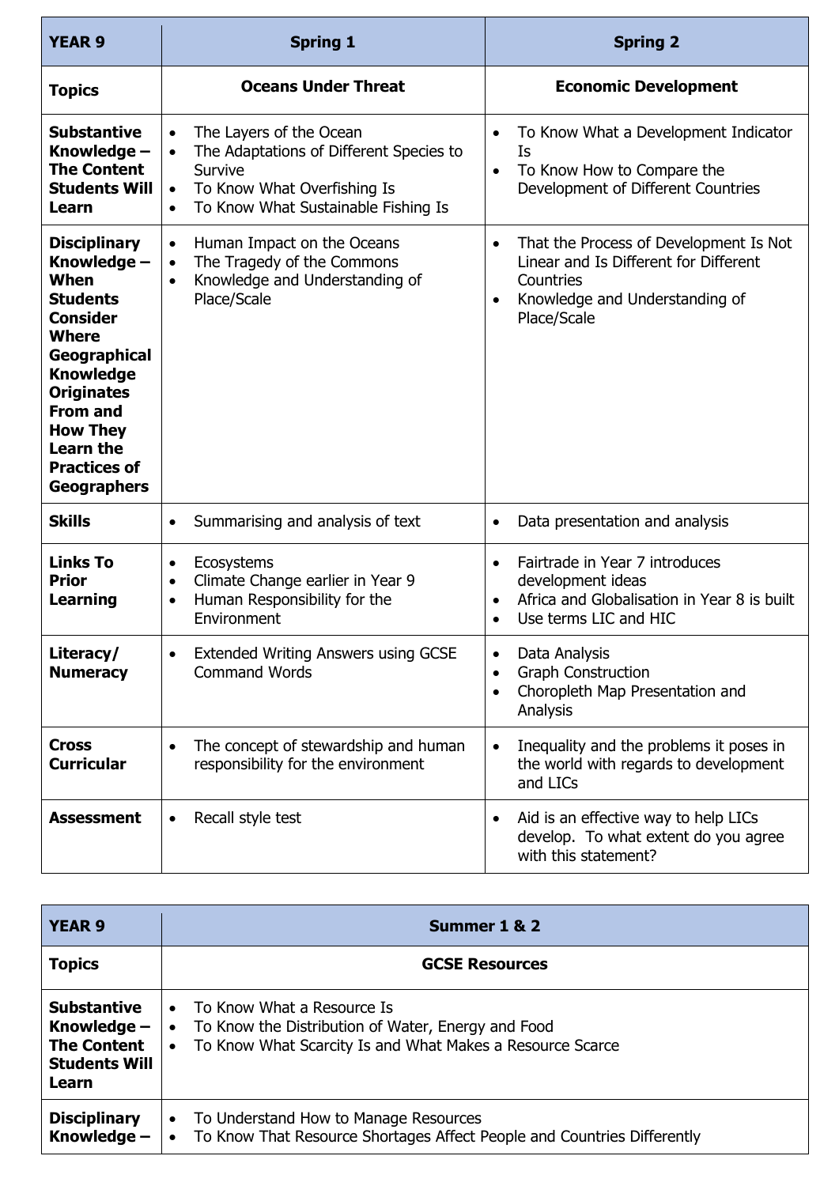| YEAR 9 | Spring 1 | Spring 2 |
|---|---|---|
| **Topics** | **Oceans Under Threat** | **Economic Development** |
| **Substantive Knowledge – The Content Students Will Learn** | • The Layers of the Ocean<br>• The Adaptations of Different Species to Survive<br>• To Know What Overfishing Is<br>• To Know What Sustainable Fishing Is | • To Know What a Development Indicator Is<br>• To Know How to Compare the Development of Different Countries |
| **Disciplinary Knowledge – When Students Consider Where Geographical Knowledge Originates From and How They Learn the Practices of Geographers** | • Human Impact on the Oceans<br>• The Tragedy of the Commons<br>• Knowledge and Understanding of Place/Scale | • That the Process of Development Is Not Linear and Is Different for Different Countries<br>• Knowledge and Understanding of Place/Scale |
| **Skills** | • Summarising and analysis of text | • Data presentation and analysis |
| **Links To Prior Learning** | • Ecosystems<br>• Climate Change earlier in Year 9<br>• Human Responsibility for the Environment | • Fairtrade in Year 7 introduces development ideas<br>• Africa and Globalisation in Year 8 is built<br>• Use terms LIC and HIC |
| **Literacy/ Numeracy** | • Extended Writing Answers using GCSE Command Words | • Data Analysis<br>• Graph Construction<br>• Choropleth Map Presentation and Analysis |
| **Cross Curricular** | • The concept of stewardship and human responsibility for the environment | • Inequality and the problems it poses in the world with regards to development and LICs |
| **Assessment** | • Recall style test | • Aid is an effective way to help LICs develop. To what extent do you agree with this statement? |

| YEAR 9 | Summer 1 & 2 |
|---|---|
| **Topics** | **GCSE Resources** |
| **Substantive Knowledge – The Content Students Will Learn** | • To Know What a Resource Is<br>• To Know the Distribution of Water, Energy and Food<br>• To Know What Scarcity Is and What Makes a Resource Scarce |
| **Disciplinary Knowledge –** | • To Understand How to Manage Resources<br>• To Know That Resource Shortages Affect People and Countries Differently |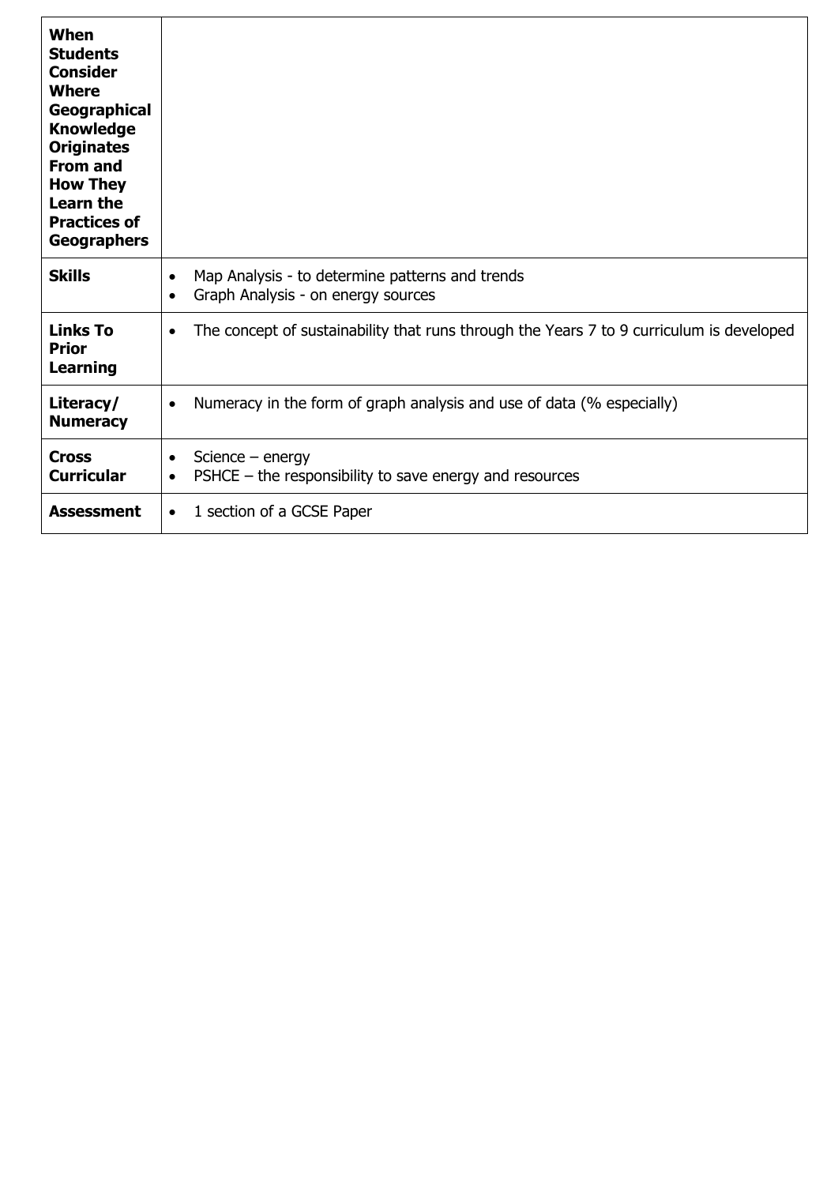| | |
|---|---|
| **When Students Consider Where Geographical Knowledge Originates From and How They Learn the Practices of Geographers** | |
| **Skills** | • Map Analysis - to determine patterns and trends<br>• Graph Analysis - on energy sources |
| **Links To Prior Learning** | • The concept of sustainability that runs through the Years 7 to 9 curriculum is developed |
| **Literacy/ Numeracy** | • Numeracy in the form of graph analysis and use of data (% especially) |
| **Cross Curricular** | • Science – energy<br>• PSHCE – the responsibility to save energy and resources |
| **Assessment** | • 1 section of a GCSE Paper |